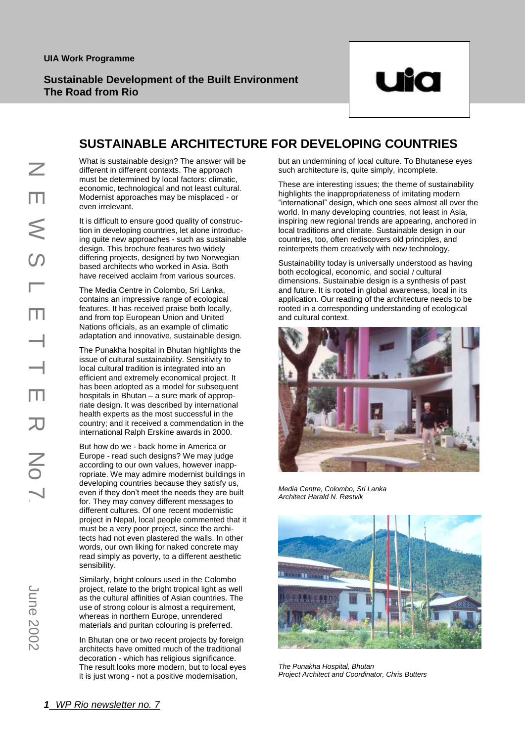UIA Work Programme

**Sustainable Development of the Built Environment**
**The Road from Rio**

# SUSTAINABLE ARCHITECTURE FOR DEVELOPING COUNTRIES

What is sustainable design? The answer will be different in different contexts. The approach must be determined by local factors: climatic, economic, technological and not least cultural. Modernist approaches may be misplaced - or even irrelevant.

It is difficult to ensure good quality of construction in developing countries, let alone introducing quite new approaches - such as sustainable design. This brochure features two widely differing projects, designed by two Norwegian based architects who worked in Asia. Both have received acclaim from various sources.

The Media Centre in Colombo, Sri Lanka, contains an impressive range of ecological features. It has received praise both locally, and from top European Union and United Nations officials, as an example of climatic adaptation and innovative, sustainable design.

The Punakha hospital in Bhutan highlights the issue of cultural sustainability. Sensitivity to local cultural tradition is integrated into an efficient and extremely economical project. It has been adopted as a model for subsequent hospitals in Bhutan – a sure mark of appropriate design. It was described by international health experts as the most successful in the country; and it received a commendation in the international Ralph Erskine awards in 2000.

But how do we - back home in America or Europe - read such designs? We may judge according to our own values, however inappropriate. We may admire modernist buildings in developing countries because they satisfy us, even if they don't meet the needs they are built for. They may convey different messages to different cultures. Of one recent modernistic project in Nepal, local people commented that it must be a very poor project, since the architects had not even plastered the walls. In other words, our own liking for naked concrete may read simply as poverty, to a different aesthetic sensibility.

Similarly, bright colours used in the Colombo project, relate to the bright tropical light as well as the cultural affinities of Asian countries. The use of strong colour is almost a requirement, whereas in northern Europe, unrendered materials and puritan colouring is preferred.

In Bhutan one or two recent projects by foreign architects have omitted much of the traditional decoration - which has religious significance. The result looks more modern, but to local eyes it is just wrong - not a positive modernisation, but an undermining of local culture. To Bhutanese eyes such architecture is, quite simply, incomplete.

These are interesting issues; the theme of sustainability highlights the inappropriateness of imitating modern "international" design, which one sees almost all over the world. In many developing countries, not least in Asia, inspiring new regional trends are appearing, anchored in local traditions and climate. Sustainable design in our countries, too, often rediscovers old principles, and reinterprets them creatively with new technology.

Sustainability today is universally understood as having both ecological, economic, and social / cultural dimensions. Sustainable design is a synthesis of past and future. It is rooted in global awareness, local in its application. Our reading of the architecture needs to be rooted in a corresponding understanding of ecological and cultural context.

*Media Centre, Colombo, Sri Lanka*
*Architect Harald N. Røstvik*

*The Punakha Hospital, Bhutan*
*Project Architect and Coordinator, Chris Butters*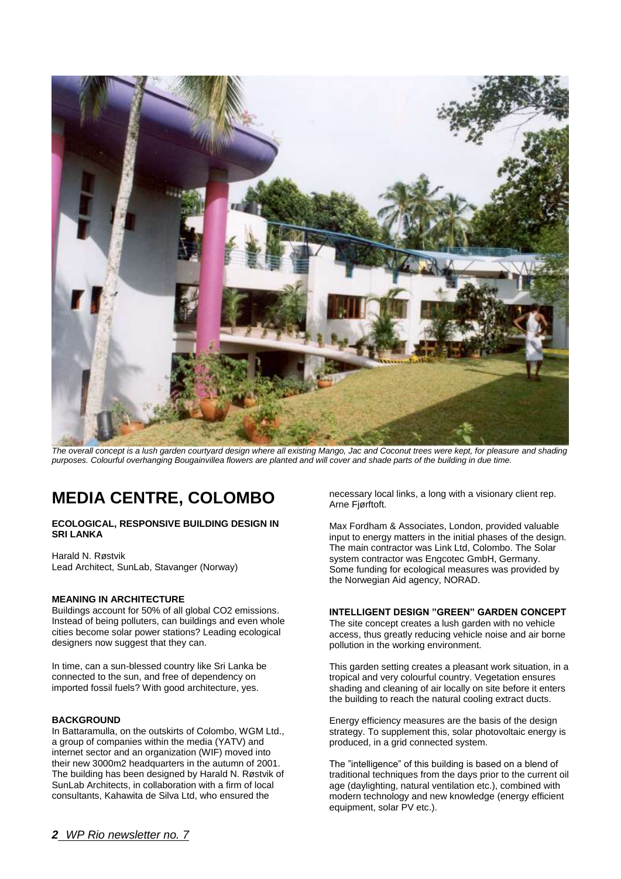*The overall concept is a lush garden courtyard design where all existing Mango, Jac and Coconut trees were kept, for pleasure and shading purposes. Colourful overhanging Bougainvillea flowers are planted and will cover and shade parts of the building in due time.*

# MEDIA CENTRE, COLOMBO

**ECOLOGICAL, RESPONSIVE BUILDING DESIGN IN SRI LANKA**

Harald N. Røstvik
Lead Architect, SunLab, Stavanger (Norway)

**MEANING IN ARCHITECTURE**

Buildings account for 50% of all global $CO_2$ emissions. Instead of being polluters, can buildings and even whole cities become solar power stations? Leading ecological designers now suggest that they can.

In time, can a sun-blessed country like Sri Lanka be connected to the sun, and free of dependency on imported fossil fuels? With good architecture, yes.

**BACKGROUND**

In Battaramulla, on the outskirts of Colombo, WGM Ltd., a group of companies within the media (YATV) and internet sector and an organization (WIF) moved into their new 3000m2 headquarters in the autumn of 2001. The building has been designed by Harald N. Røstvik of SunLab Architects, in collaboration with a firm of local consultants, Kahawita de Silva Ltd, who ensured the necessary local links, a long with a visionary client rep. Arne Fjørftoft.

Max Fordham & Associates, London, provided valuable input to energy matters in the initial phases of the design. The main contractor was Link Ltd, Colombo. The Solar system contractor was Engcotec GmbH, Germany. Some funding for ecological measures was provided by the Norwegian Aid agency, NORAD.

**INTELLIGENT DESIGN "GREEN" GARDEN CONCEPT**

The site concept creates a lush garden with no vehicle access, thus greatly reducing vehicle noise and air borne pollution in the working environment.

This garden setting creates a pleasant work situation, in a tropical and very colourful country. Vegetation ensures shading and cleaning of air locally on site before it enters the building to reach the natural cooling extract ducts.

Energy efficiency measures are the basis of the design strategy. To supplement this, solar photovoltaic energy is produced, in a grid connected system.

The "intelligence" of this building is based on a blend of traditional techniques from the days prior to the current oil age (daylighting, natural ventilation etc.), combined with modern technology and new knowledge (energy efficient equipment, solar PV etc.).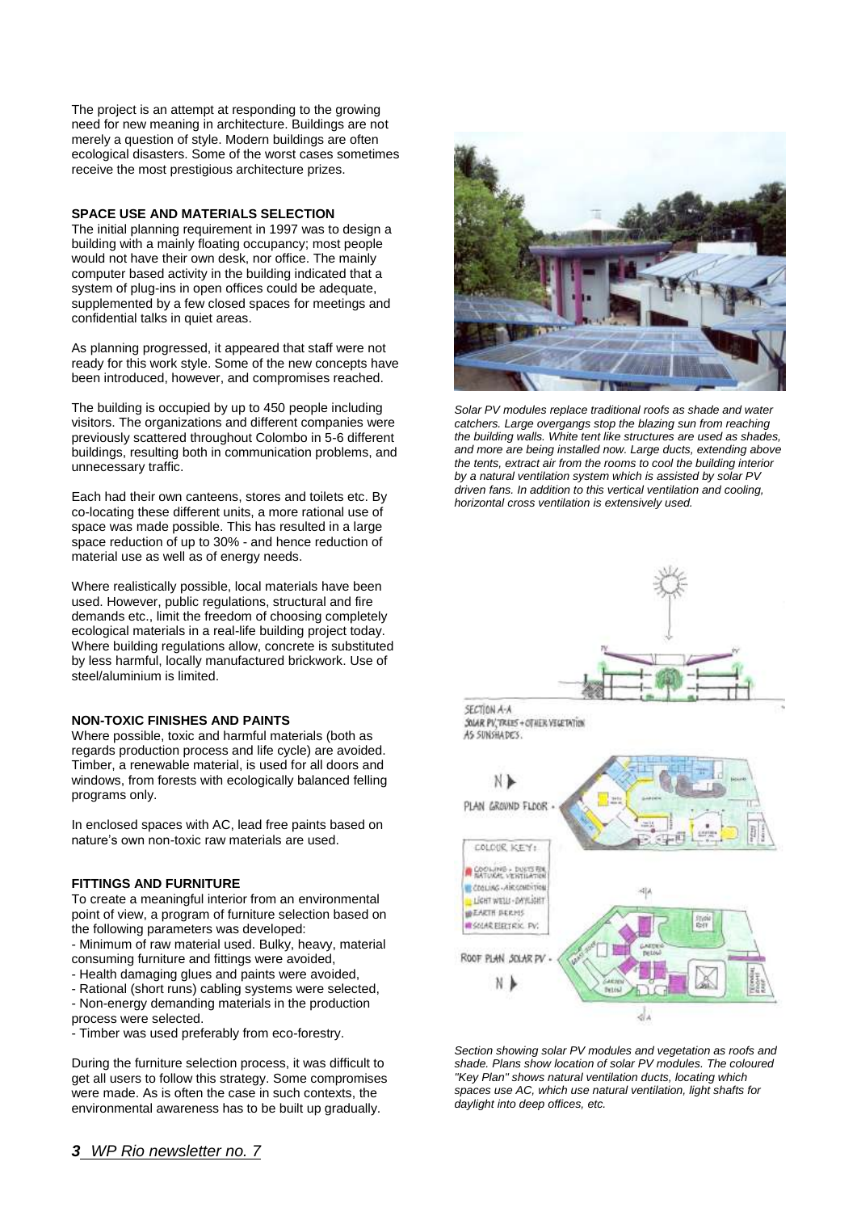The project is an attempt at responding to the growing need for new meaning in architecture. Buildings are not merely a question of style. Modern buildings are often ecological disasters. Some of the worst cases sometimes receive the most prestigious architecture prizes.

**SPACE USE AND MATERIALS SELECTION**

The initial planning requirement in 1997 was to design a building with a mainly floating occupancy; most people would not have their own desk, nor office. The mainly computer based activity in the building indicated that a system of plug-ins in open offices could be adequate, supplemented by a few closed spaces for meetings and confidential talks in quiet areas.

As planning progressed, it appeared that staff were not ready for this work style. Some of the new concepts have been introduced, however, and compromises reached.

The building is occupied by up to 450 people including visitors. The organizations and different companies were previously scattered throughout Colombo in 5-6 different buildings, resulting both in communication problems, and unnecessary traffic.

Each had their own canteens, stores and toilets etc. By co-locating these different units, a more rational use of space was made possible. This has resulted in a large space reduction of up to 30% - and hence reduction of material use as well as of energy needs.

Where realistically possible, local materials have been used. However, public regulations, structural and fire demands etc., limit the freedom of choosing completely ecological materials in a real-life building project today. Where building regulations allow, concrete is substituted by less harmful, locally manufactured brickwork. Use of steel/aluminium is limited.

**NON-TOXIC FINISHES AND PAINTS**

Where possible, toxic and harmful materials (both as regards production process and life cycle) are avoided. Timber, a renewable material, is used for all doors and windows, from forests with ecologically balanced felling programs only.

In enclosed spaces with AC, lead free paints based on nature's own non-toxic raw materials are used.

**FITTINGS AND FURNITURE**

To create a meaningful interior from an environmental point of view, a program of furniture selection based on the following parameters was developed:

- Minimum of raw material used. Bulky, heavy, material consuming furniture and fittings were avoided,
- Health damaging glues and paints were avoided,
- Rational (short runs) cabling systems were selected,
- Non-energy demanding materials in the production process were selected.
- Timber was used preferably from eco-forestry.

During the furniture selection process, it was difficult to get all users to follow this strategy. Some compromises were made. As is often the case in such contexts, the environmental awareness has to be built up gradually.

*Solar PV modules replace traditional roofs as shade and water catchers. Large overgangs stop the blazing sun from reaching the building walls. White tent like structures are used as shades, and more are being installed now. Large ducts, extending above the tents, extract air from the rooms to cool the building interior by a natural ventilation system which is assisted by solar PV driven fans. In addition to this vertical ventilation and cooling, horizontal cross ventilation is extensively used.*

*Section showing solar PV modules and vegetation as roofs and shade. Plans show location of solar PV modules. The coloured "Key Plan" shows natural ventilation ducts, locating which spaces use AC, which use natural ventilation, light shafts for daylight into deep offices, etc.*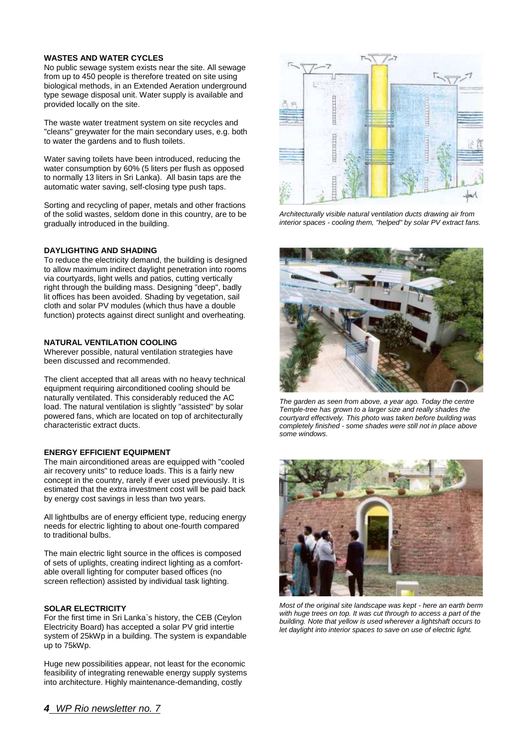## WASTES AND WATER CYCLES

No public sewage system exists near the site. All sewage from up to 450 people is therefore treated on site using biological methods, in an Extended Aeration underground type sewage disposal unit. Water supply is available and provided locally on the site.

The waste water treatment system on site recycles and "cleans" greywater for the main secondary uses, e.g. both to water the gardens and to flush toilets.

Water saving toilets have been introduced, reducing the water consumption by 60% (5 liters per flush as opposed to normally 13 liters in Sri Lanka). All basin taps are the automatic water saving, self-closing type push taps.

Sorting and recycling of paper, metals and other fractions of the solid wastes, seldom done in this country, are to be gradually introduced in the building.

## DAYLIGHTING AND SHADING

To reduce the electricity demand, the building is designed to allow maximum indirect daylight penetration into rooms via courtyards, light wells and patios, cutting vertically right through the building mass. Designing "deep", badly lit offices has been avoided. Shading by vegetation, sail cloth and solar PV modules (which thus have a double function) protects against direct sunlight and overheating.

## NATURAL VENTILATION COOLING

Wherever possible, natural ventilation strategies have been discussed and recommended.

The client accepted that all areas with no heavy technical equipment requiring airconditioned cooling should be naturally ventilated. This considerably reduced the AC load. The natural ventilation is slightly "assisted" by solar powered fans, which are located on top of architecturally characteristic extract ducts.

## ENERGY EFFICIENT EQUIPMENT

The main airconditioned areas are equipped with "cooled air recovery units" to reduce loads. This is a fairly new concept in the country, rarely if ever used previously. It is estimated that the extra investment cost will be paid back by energy cost savings in less than two years.

All lightbulbs are of energy efficient type, reducing energy needs for electric lighting to about one-fourth compared to traditional bulbs.

The main electric light source in the offices is composed of sets of uplights, creating indirect lighting as a comfortable overall lighting for computer based offices (no screen reflection) assisted by individual task lighting.

## SOLAR ELECTRICITY

For the first time in Sri Lanka`s history, the CEB (Ceylon Electricity Board) has accepted a solar PV grid intertie system of 25kWp in a building. The system is expandable up to 75kWp.

Huge new possibilities appear, not least for the economic feasibility of integrating renewable energy supply systems into architecture. Highly maintenance-demanding, costly

*Architecturally visible natural ventilation ducts drawing air from interior spaces - cooling them, "helped" by solar PV extract fans.*

*The garden as seen from above, a year ago. Today the centre Temple-tree has grown to a larger size and really shades the courtyard effectively. This photo was taken before building was completely finished - some shades were still not in place above some windows.*

*Most of the original site landscape was kept - here an earth berm with huge trees on top. It was cut through to access a part of the building. Note that yellow is used wherever a lightshaft occurs to let daylight into interior spaces to save on use of electric light.*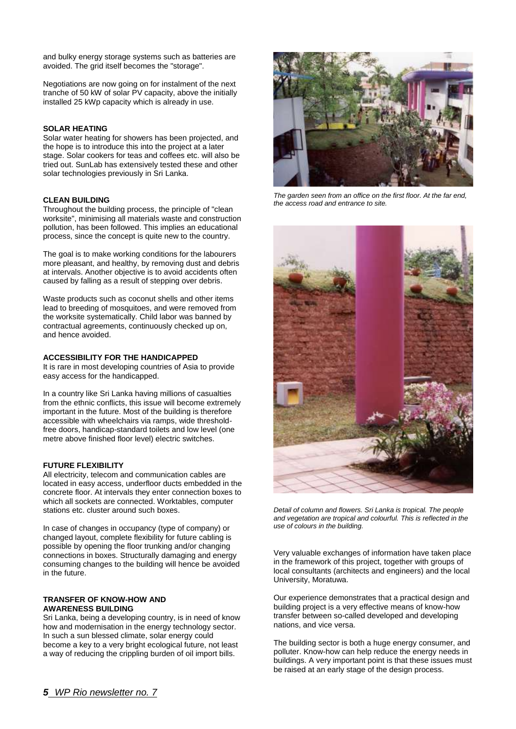and bulky energy storage systems such as batteries are avoided. The grid itself becomes the "storage".

Negotiations are now going on for instalment of the next tranche of 50 kW of solar PV capacity, above the initially installed 25 kWp capacity which is already in use.

**SOLAR HEATING**

Solar water heating for showers has been projected, and the hope is to introduce this into the project at a later stage. Solar cookers for teas and coffees etc. will also be tried out. SunLab has extensively tested these and other solar technologies previously in Sri Lanka.

**CLEAN BUILDING**

Throughout the building process, the principle of "clean worksite", minimising all materials waste and construction pollution, has been followed. This implies an educational process, since the concept is quite new to the country.

The goal is to make working conditions for the labourers more pleasant, and healthy, by removing dust and debris at intervals. Another objective is to avoid accidents often caused by falling as a result of stepping over debris.

Waste products such as coconut shells and other items lead to breeding of mosquitoes, and were removed from the worksite systematically. Child labor was banned by contractual agreements, continuously checked up on, and hence avoided.

**ACCESSIBILITY FOR THE HANDICAPPED**

It is rare in most developing countries of Asia to provide easy access for the handicapped.

In a country like Sri Lanka having millions of casualties from the ethnic conflicts, this issue will become extremely important in the future. Most of the building is therefore accessible with wheelchairs via ramps, wide threshold-free doors, handicap-standard toilets and low level (one metre above finished floor level) electric switches.

**FUTURE FLEXIBILITY**

All electricity, telecom and communication cables are located in easy access, underfloor ducts embedded in the concrete floor. At intervals they enter connection boxes to which all sockets are connected. Worktables, computer stations etc. cluster around such boxes.

In case of changes in occupancy (type of company) or changed layout, complete flexibility for future cabling is possible by opening the floor trunking and/or changing connections in boxes. Structurally damaging and energy consuming changes to the building will hence be avoided in the future.

**TRANSFER OF KNOW-HOW AND AWARENESS BUILDING**

Sri Lanka, being a developing country, is in need of know how and modernisation in the energy technology sector. In such a sun blessed climate, solar energy could become a key to a very bright ecological future, not least a way of reducing the crippling burden of oil import bills.

*The garden seen from an office on the first floor. At the far end, the access road and entrance to site.*

*Detail of column and flowers. Sri Lanka is tropical. The people and vegetation are tropical and colourful. This is reflected in the use of colours in the building.*

Very valuable exchanges of information have taken place in the framework of this project, together with groups of local consultants (architects and engineers) and the local University, Moratuwa.

Our experience demonstrates that a practical design and building project is a very effective means of know-how transfer between so-called developed and developing nations, and vice versa.

The building sector is both a huge energy consumer, and polluter. Know-how can help reduce the energy needs in buildings. A very important point is that these issues must be raised at an early stage of the design process.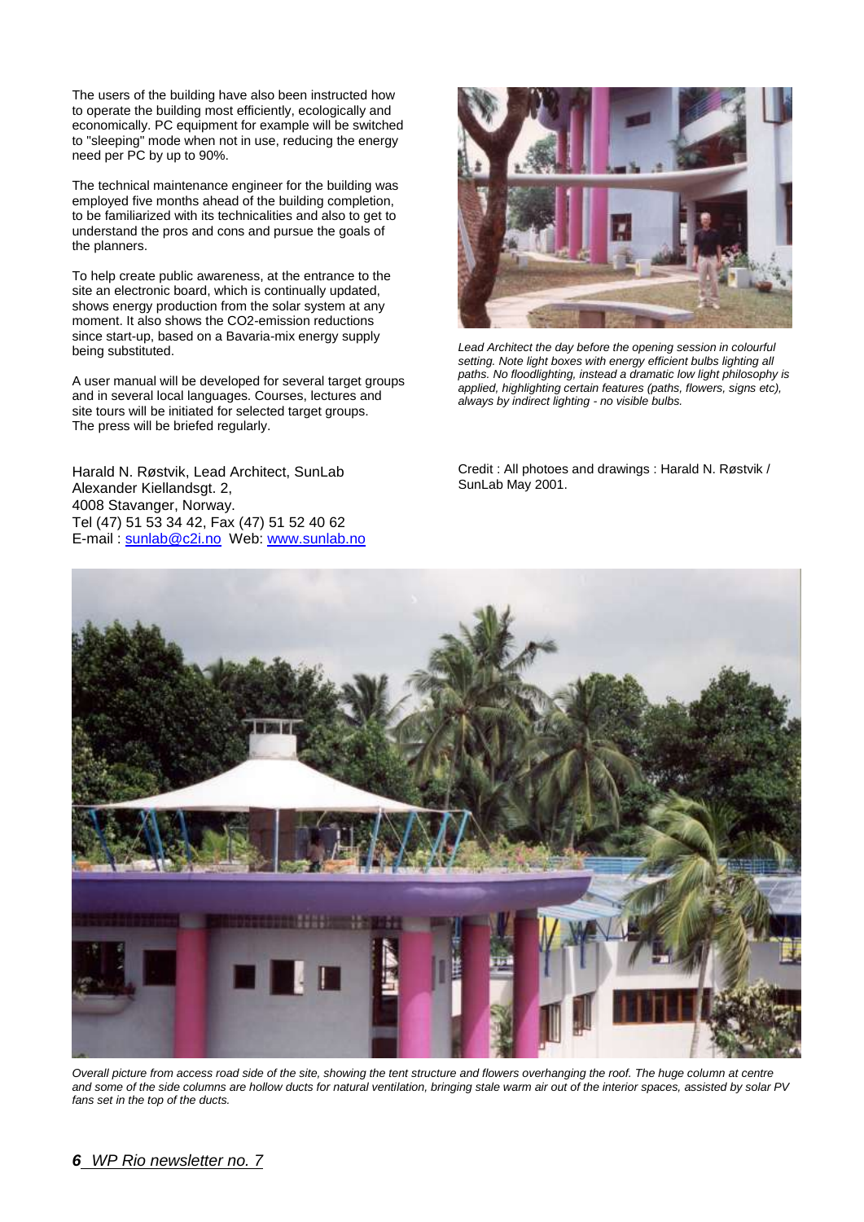The users of the building have also been instructed how to operate the building most efficiently, ecologically and economically. PC equipment for example will be switched to "sleeping" mode when not in use, reducing the energy need per PC by up to 90%.

The technical maintenance engineer for the building was employed five months ahead of the building completion, to be familiarized with its technicalities and also to get to understand the pros and cons and pursue the goals of the planners.

To help create public awareness, at the entrance to the site an electronic board, which is continually updated, shows energy production from the solar system at any moment. It also shows the CO2-emission reductions since start-up, based on a Bavaria-mix energy supply being substituted.

A user manual will be developed for several target groups and in several local languages. Courses, lectures and site tours will be initiated for selected target groups. The press will be briefed regularly.

Harald N. Røstvik, Lead Architect, SunLab
Alexander Kiellandsgt. 2,
4008 Stavanger, Norway.
Tel (47) 51 53 34 42, Fax (47) 51 52 40 62
E-mail : sunlab@c2i.no Web: www.sunlab.no

*Lead Architect the day before the opening session in colourful setting. Note light boxes with energy efficient bulbs lighting all paths. No floodlighting, instead a dramatic low light philosophy is applied, highlighting certain features (paths, flowers, signs etc), always by indirect lighting - no visible bulbs.*

Credit : All photoes and drawings : Harald N. Røstvik / SunLab May 2001.

*Overall picture from access road side of the site, showing the tent structure and flowers overhanging the roof. The huge column at centre and some of the side columns are hollow ducts for natural ventilation, bringing stale warm air out of the interior spaces, assisted by solar PV fans set in the top of the ducts.*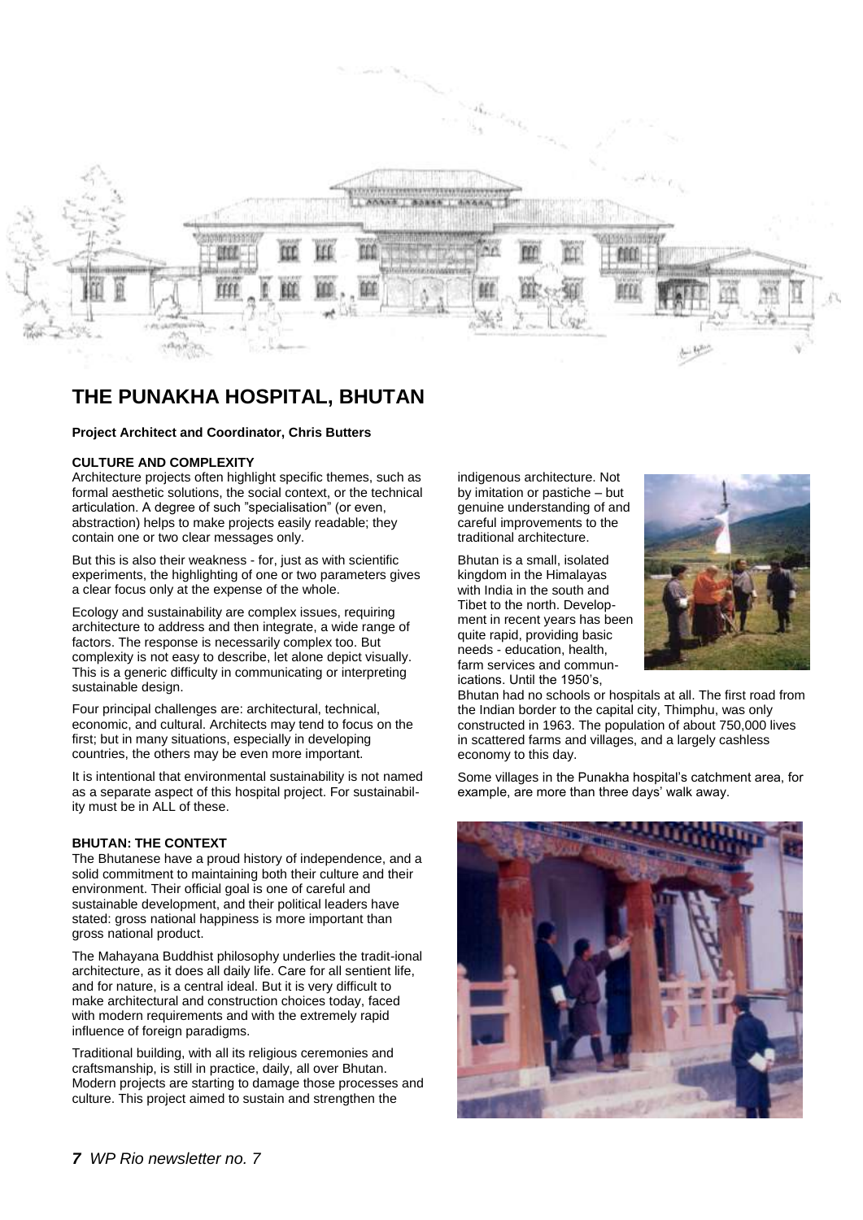# THE PUNAKHA HOSPITAL, BHUTAN

**Project Architect and Coordinator, Chris Butters**

**CULTURE AND COMPLEXITY**

Architecture projects often highlight specific themes, such as formal aesthetic solutions, the social context, or the technical articulation. A degree of such "specialisation" (or even, abstraction) helps to make projects easily readable; they contain one or two clear messages only.

But this is also their weakness - for, just as with scientific experiments, the highlighting of one or two parameters gives a clear focus only at the expense of the whole.

Ecology and sustainability are complex issues, requiring architecture to address and then integrate, a wide range of factors. The response is necessarily complex too. But complexity is not easy to describe, let alone depict visually. This is a generic difficulty in communicating or interpreting sustainable design.

Four principal challenges are: architectural, technical, economic, and cultural. Architects may tend to focus on the first; but in many situations, especially in developing countries, the others may be even more important.

It is intentional that environmental sustainability is not named as a separate aspect of this hospital project. For sustainability must be in ALL of these.

**BHUTAN: THE CONTEXT**

The Bhutanese have a proud history of independence, and a solid commitment to maintaining both their culture and their environment. Their official goal is one of careful and sustainable development, and their political leaders have stated: gross national happiness is more important than gross national product.

The Mahayana Buddhist philosophy underlies the traditional architecture, as it does all daily life. Care for all sentient life, and for nature, is a central ideal. But it is very difficult to make architectural and construction choices today, faced with modern requirements and with the extremely rapid influence of foreign paradigms.

Traditional building, with all its religious ceremonies and craftsmanship, is still in practice, daily, all over Bhutan. Modern projects are starting to damage those processes and culture. This project aimed to sustain and strengthen the indigenous architecture. Not by imitation or pastiche – but genuine understanding of and careful improvements to the traditional architecture.

Bhutan is a small, isolated kingdom in the Himalayas with India in the south and Tibet to the north. Development in recent years has been quite rapid, providing basic needs - education, health, farm services and communications. Until the 1950's, Bhutan had no schools or hospitals at all. The first road from the Indian border to the capital city, Thimphu, was only constructed in 1963. The population of about 750,000 lives in scattered farms and villages, and a largely cashless economy to this day.

Some villages in the Punakha hospital's catchment area, for example, are more than three days' walk away.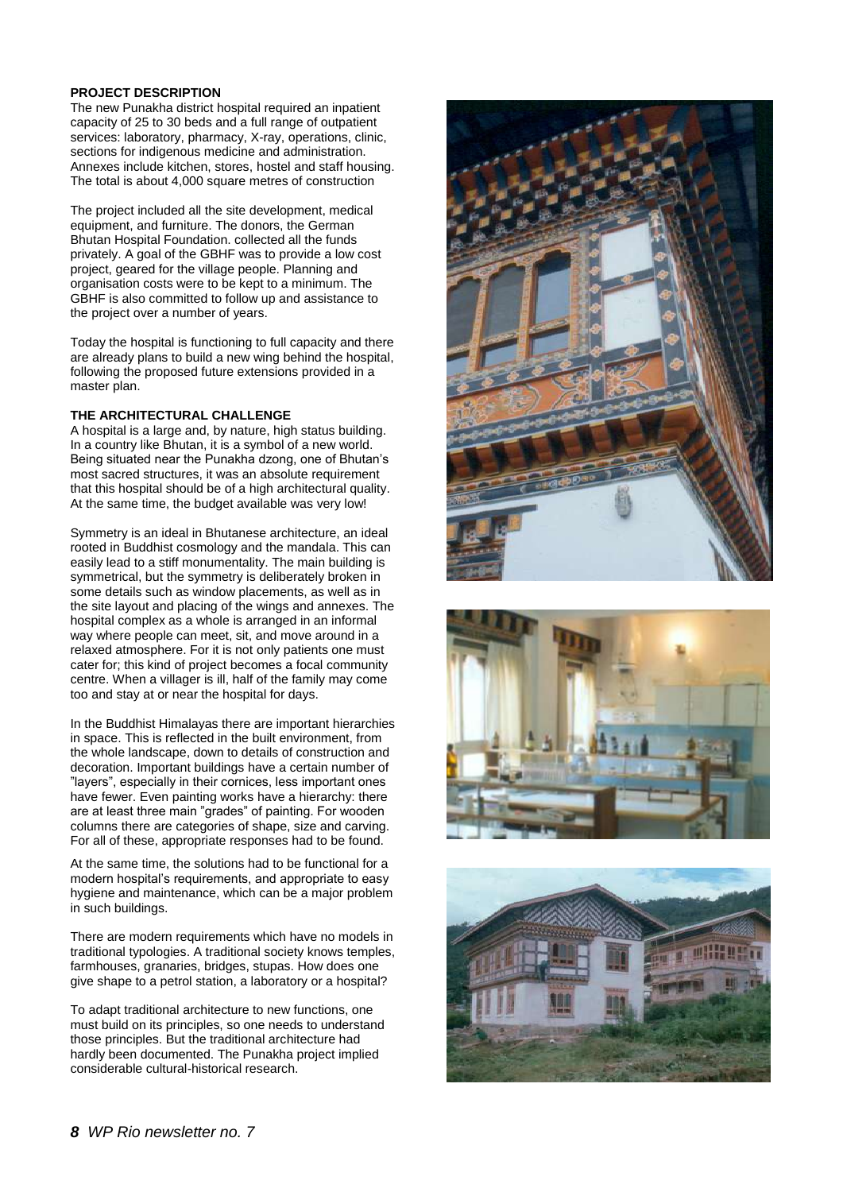## PROJECT DESCRIPTION

The new Punakha district hospital required an inpatient capacity of 25 to 30 beds and a full range of outpatient services: laboratory, pharmacy, X-ray, operations, clinic, sections for indigenous medicine and administration. Annexes include kitchen, stores, hostel and staff housing. The total is about 4,000 square metres of construction

The project included all the site development, medical equipment, and furniture. The donors, the German Bhutan Hospital Foundation. collected all the funds privately. A goal of the GBHF was to provide a low cost project, geared for the village people. Planning and organisation costs were to be kept to a minimum. The GBHF is also committed to follow up and assistance to the project over a number of years.

Today the hospital is functioning to full capacity and there are already plans to build a new wing behind the hospital, following the proposed future extensions provided in a master plan.

## THE ARCHITECTURAL CHALLENGE

A hospital is a large and, by nature, high status building. In a country like Bhutan, it is a symbol of a new world. Being situated near the Punakha dzong, one of Bhutan's most sacred structures, it was an absolute requirement that this hospital should be of a high architectural quality. At the same time, the budget available was very low!

Symmetry is an ideal in Bhutanese architecture, an ideal rooted in Buddhist cosmology and the mandala. This can easily lead to a stiff monumentality. The main building is symmetrical, but the symmetry is deliberately broken in some details such as window placements, as well as in the site layout and placing of the wings and annexes. The hospital complex as a whole is arranged in an informal way where people can meet, sit, and move around in a relaxed atmosphere. For it is not only patients one must cater for; this kind of project becomes a focal community centre. When a villager is ill, half of the family may come too and stay at or near the hospital for days.

In the Buddhist Himalayas there are important hierarchies in space. This is reflected in the built environment, from the whole landscape, down to details of construction and decoration. Important buildings have a certain number of "layers", especially in their cornices, less important ones have fewer. Even painting works have a hierarchy: there are at least three main "grades" of painting. For wooden columns there are categories of shape, size and carving. For all of these, appropriate responses had to be found.

At the same time, the solutions had to be functional for a modern hospital's requirements, and appropriate to easy hygiene and maintenance, which can be a major problem in such buildings.

There are modern requirements which have no models in traditional typologies. A traditional society knows temples, farmhouses, granaries, bridges, stupas. How does one give shape to a petrol station, a laboratory or a hospital?

To adapt traditional architecture to new functions, one must build on its principles, so one needs to understand those principles. But the traditional architecture had hardly been documented. The Punakha project implied considerable cultural-historical research.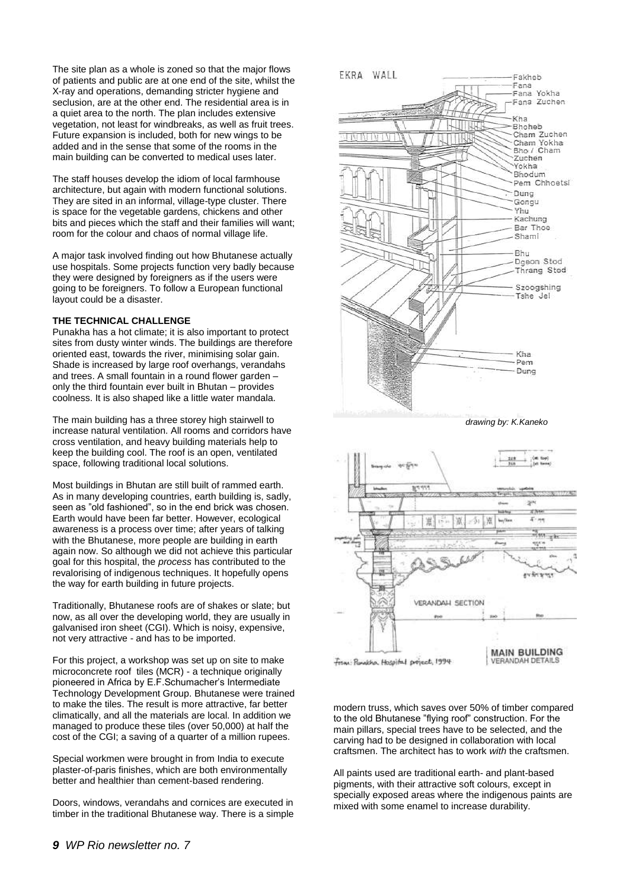The site plan as a whole is zoned so that the major flows of patients and public are at one end of the site, whilst the X-ray and operations, demanding stricter hygiene and seclusion, are at the other end. The residential area is in a quiet area to the north. The plan includes extensive vegetation, not least for windbreaks, as well as fruit trees. Future expansion is included, both for new wings to be added and in the sense that some of the rooms in the main building can be converted to medical uses later.

The staff houses develop the idiom of local farmhouse architecture, but again with modern functional solutions. They are sited in an informal, village-type cluster. There is space for the vegetable gardens, chickens and other bits and pieces which the staff and their families will want; room for the colour and chaos of normal village life.

A major task involved finding out how Bhutanese actually use hospitals. Some projects function very badly because they were designed by foreigners as if the users were going to be foreigners. To follow a European functional layout could be a disaster.

**THE TECHNICAL CHALLENGE**

Punakha has a hot climate; it is also important to protect sites from dusty winter winds. The buildings are therefore oriented east, towards the river, minimising solar gain. Shade is increased by large roof overhangs, verandahs and trees. A small fountain in a round flower garden – only the third fountain ever built in Bhutan – provides coolness. It is also shaped like a little water mandala.

The main building has a three storey high stairwell to increase natural ventilation. All rooms and corridors have cross ventilation, and heavy building materials help to keep the building cool. The roof is an open, ventilated space, following traditional local solutions.

Most buildings in Bhutan are still built of rammed earth. As in many developing countries, earth building is, sadly, seen as "old fashioned", so in the end brick was chosen. Earth would have been far better. However, ecological awareness is a process over time; after years of talking with the Bhutanese, more people are building in earth again now. So although we did not achieve this particular goal for this hospital, the *process* has contributed to the revalorising of indigenous techniques. It hopefully opens the way for earth building in future projects.

Traditionally, Bhutanese roofs are of shakes or slate; but now, as all over the developing world, they are usually in galvanised iron sheet (CGI). Which is noisy, expensive, not very attractive - and has to be imported.

For this project, a workshop was set up on site to make microconcrete roof tiles (MCR) - a technique originally pioneered in Africa by E.F.Schumacher's Intermediate Technology Development Group. Bhutanese were trained to make the tiles. The result is more attractive, far better climatically, and all the materials are local. In addition we managed to produce these tiles (over 50,000) at half the cost of the CGI; a saving of a quarter of a million rupees.

Special workmen were brought in from India to execute plaster-of-paris finishes, which are both environmentally better and healthier than cement-based rendering.

Doors, windows, verandahs and cornices are executed in timber in the traditional Bhutanese way. There is a simple modern truss, which saves over 50% of timber compared to the old Bhutanese "flying roof" construction. For the main pillars, special trees have to be selected, and the carving had to be designed in collaboration with local craftsmen. The architect has to work *with* the craftsmen.

All paints used are traditional earth- and plant-based pigments, with their attractive soft colours, except in specially exposed areas where the indigenous paints are mixed with some enamel to increase durability.

*drawing by: K.Kaneko*

MAIN BUILDING VERANDAH DETAILS

From: Punakha Hospital project, 1994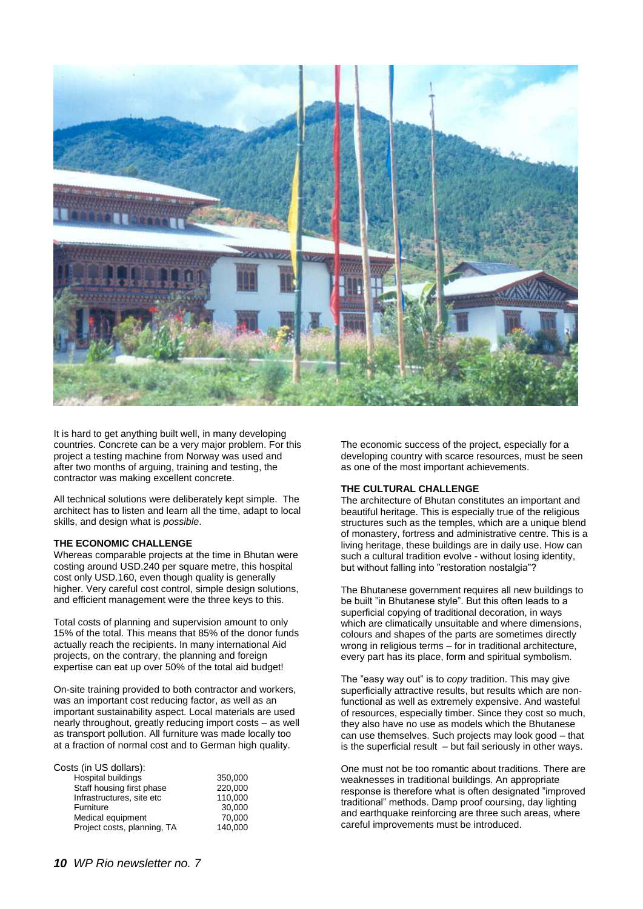It is hard to get anything built well, in many developing countries. Concrete can be a very major problem. For this project a testing machine from Norway was used and after two months of arguing, training and testing, the contractor was making excellent concrete.

All technical solutions were deliberately kept simple. The architect has to listen and learn all the time, adapt to local skills, and design what is *possible*.

**THE ECONOMIC CHALLENGE**

Whereas comparable projects at the time in Bhutan were costing around USD.240 per square metre, this hospital cost only USD.160, even though quality is generally higher. Very careful cost control, simple design solutions, and efficient management were the three keys to this.

Total costs of planning and supervision amount to only 15% of the total. This means that 85% of the donor funds actually reach the recipients. In many international Aid projects, on the contrary, the planning and foreign expertise can eat up over 50% of the total aid budget!

On-site training provided to both contractor and workers, was an important cost reducing factor, as well as an important sustainability aspect. Local materials are used nearly throughout, greatly reducing import costs – as well as transport pollution. All furniture was made locally too at a fraction of normal cost and to German high quality.

Costs (in US dollars):

| | |
|---|---|
| Hospital buildings | 350,000 |
| Staff housing first phase | 220,000 |
| Infrastructures, site etc | 110,000 |
| Furniture | 30,000 |
| Medical equipment | 70,000 |
| Project costs, planning, TA | 140,000 |

The economic success of the project, especially for a developing country with scarce resources, must be seen as one of the most important achievements.

**THE CULTURAL CHALLENGE**

The architecture of Bhutan constitutes an important and beautiful heritage. This is especially true of the religious structures such as the temples, which are a unique blend of monastery, fortress and administrative centre. This is a living heritage, these buildings are in daily use. How can such a cultural tradition evolve - without losing identity, but without falling into "restoration nostalgia"?

The Bhutanese government requires all new buildings to be built "in Bhutanese style". But this often leads to a superficial copying of traditional decoration, in ways which are climatically unsuitable and where dimensions, colours and shapes of the parts are sometimes directly wrong in religious terms – for in traditional architecture, every part has its place, form and spiritual symbolism.

The "easy way out" is to *copy* tradition. This may give superficially attractive results, but results which are non-functional as well as extremely expensive. And wasteful of resources, especially timber. Since they cost so much, they also have no use as models which the Bhutanese can use themselves. Such projects may look good – that is the superficial result – but fail seriously in other ways.

One must not be too romantic about traditions. There are weaknesses in traditional buildings. An appropriate response is therefore what is often designated "improved traditional" methods. Damp proof coursing, day lighting and earthquake reinforcing are three such areas, where careful improvements must be introduced.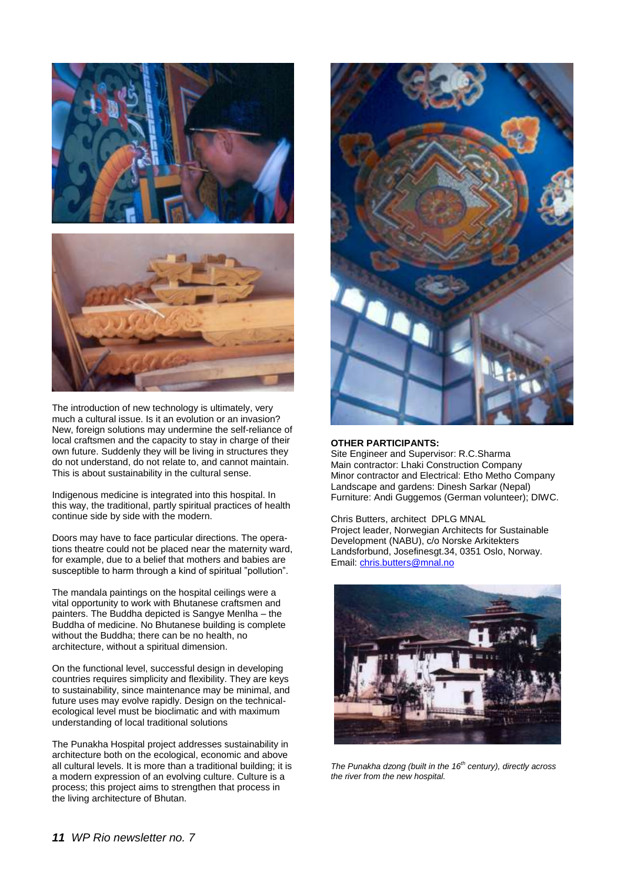The introduction of new technology is ultimately, very much a cultural issue. Is it an evolution or an invasion? New, foreign solutions may undermine the self-reliance of local craftsmen and the capacity to stay in charge of their own future. Suddenly they will be living in structures they do not understand, do not relate to, and cannot maintain. This is about sustainability in the cultural sense.

Indigenous medicine is integrated into this hospital. In this way, the traditional, partly spiritual practices of health continue side by side with the modern.

Doors may have to face particular directions. The operations theatre could not be placed near the maternity ward, for example, due to a belief that mothers and babies are susceptible to harm through a kind of spiritual "pollution".

The mandala paintings on the hospital ceilings were a vital opportunity to work with Bhutanese craftsmen and painters. The Buddha depicted is Sangye Menlha – the Buddha of medicine. No Bhutanese building is complete without the Buddha; there can be no health, no architecture, without a spiritual dimension.

On the functional level, successful design in developing countries requires simplicity and flexibility. They are keys to sustainability, since maintenance may be minimal, and future uses may evolve rapidly. Design on the technical-ecological level must be bioclimatic and with maximum understanding of local traditional solutions

The Punakha Hospital project addresses sustainability in architecture both on the ecological, economic and above all cultural levels. It is more than a traditional building; it is a modern expression of an evolving culture. Culture is a process; this project aims to strengthen that process in the living architecture of Bhutan.

**OTHER PARTICIPANTS:**
Site Engineer and Supervisor: R.C.Sharma
Main contractor: Lhaki Construction Company
Minor contractor and Electrical: Etho Metho Company
Landscape and gardens: Dinesh Sarkar (Nepal)
Furniture: Andi Guggemos (German volunteer); DIWC.

Chris Butters, architect DPLG MNAL
Project leader, Norwegian Architects for Sustainable Development (NABU), c/o Norske Arkitekters Landsforbund, Josefinesgt.34, 0351 Oslo, Norway.
Email: chris.butters@mnal.no

*The Punakha dzong (built in the 16th century), directly across the river from the new hospital.*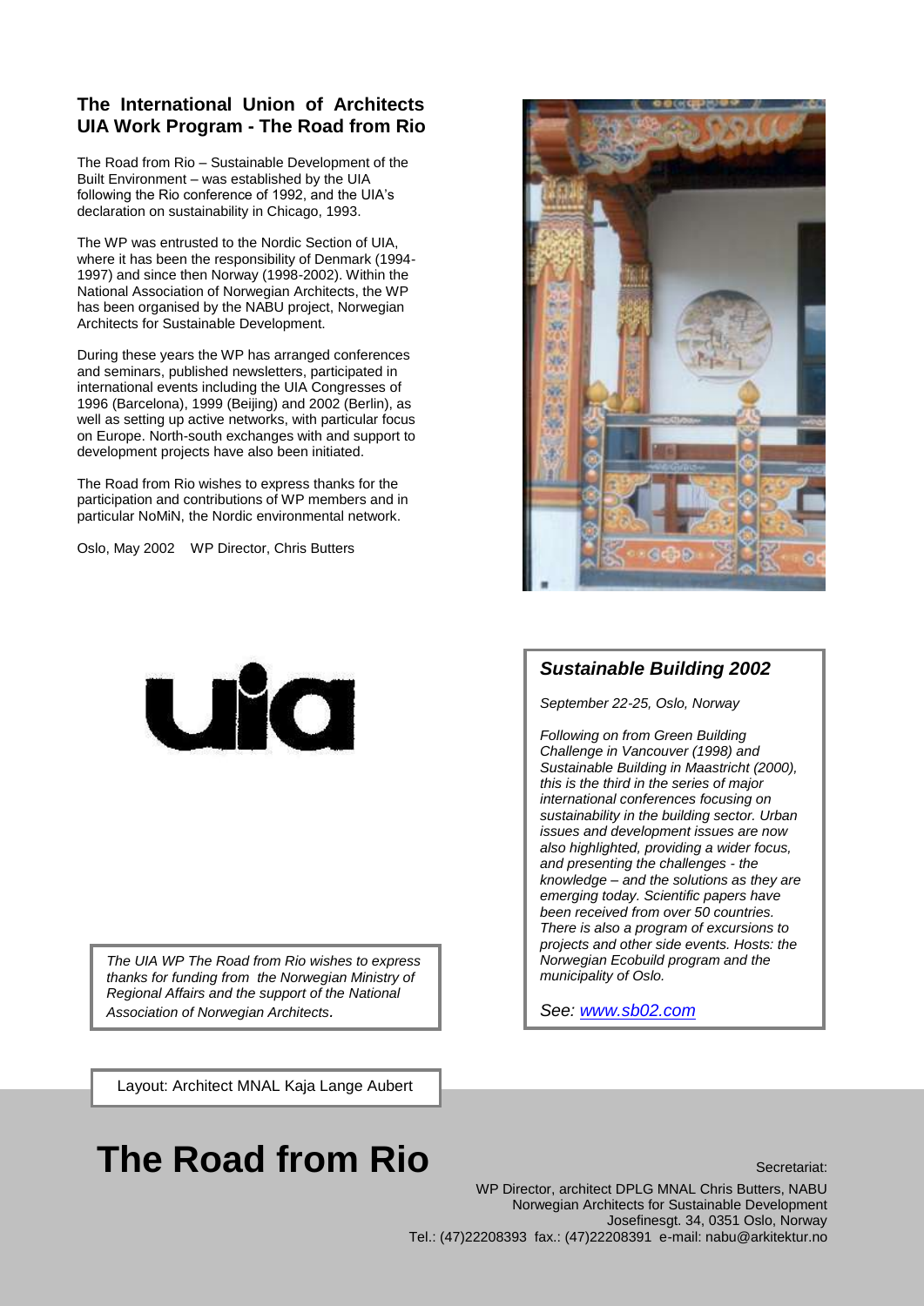## The International Union of Architects UIA Work Program - The Road from Rio

The Road from Rio – Sustainable Development of the Built Environment – was established by the UIA following the Rio conference of 1992, and the UIA's declaration on sustainability in Chicago, 1993.

The WP was entrusted to the Nordic Section of UIA, where it has been the responsibility of Denmark (1994-1997) and since then Norway (1998-2002). Within the National Association of Norwegian Architects, the WP has been organised by the NABU project, Norwegian Architects for Sustainable Development.

During these years the WP has arranged conferences and seminars, published newsletters, participated in international events including the UIA Congresses of 1996 (Barcelona), 1999 (Beijing) and 2002 (Berlin), as well as setting up active networks, with particular focus on Europe. North-south exchanges with and support to development projects have also been initiated.

The Road from Rio wishes to express thanks for the participation and contributions of WP members and in particular NoMiN, the Nordic environmental network.

Oslo, May 2002 WP Director, Chris Butters

uia

*The UIA WP The Road from Rio wishes to express thanks for funding from the Norwegian Ministry of Regional Affairs and the support of the National Association of Norwegian Architects.*

### *Sustainable Building 2002*

*September 22-25, Oslo, Norway*

*Following on from Green Building Challenge in Vancouver (1998) and Sustainable Building in Maastricht (2000), this is the third in the series of major international conferences focusing on sustainability in the building sector. Urban issues and development issues are now also highlighted, providing a wider focus, and presenting the challenges - the knowledge – and the solutions as they are emerging today. Scientific papers have been received from over 50 countries. There is also a program of excursions to projects and other side events. Hosts: the Norwegian Ecobuild program and the municipality of Oslo.*

*See: [www.sb02.com](http://www.sb02.com)*

Layout: Architect MNAL Kaja Lange Aubert

# The Road from Rio

Secretariat:

WP Director, architect DPLG MNAL Chris Butters, NABU
Norwegian Architects for Sustainable Development
Josefinesgt. 34, 0351 Oslo, Norway
Tel.: (47)22208393 fax.: (47)22208391 e-mail: nabu@arkitektur.no